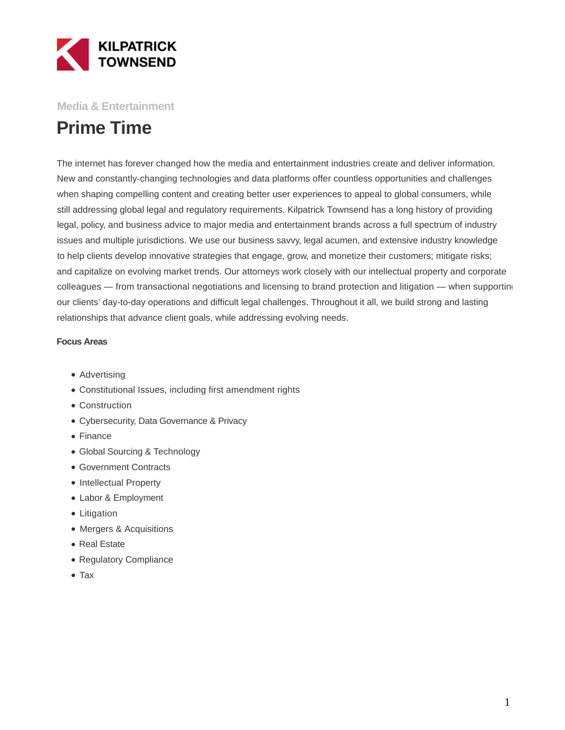KILPATRICK TOWNSEND

Media & Entertainment

# Prime Time

The internet has forever changed how the media and entertainment industries create and deliver information. New and constantly-changing technologies and data platforms offer countless opportunities and challenges when shaping compelling content and creating better user experiences to appeal to global consumers, while still addressing global legal and regulatory requirements. Kilpatrick Townsend has a long history of providing legal, policy, and business advice to major media and entertainment brands across a full spectrum of industry issues and multiple jurisdictions. We use our business savvy, legal acumen, and extensive industry knowledge to help clients develop innovative strategies that engage, grow, and monetize their customers; mitigate risks; and capitalize on evolving market trends. Our attorneys work closely with our intellectual property and corporate colleagues — from transactional negotiations and licensing to brand protection and litigation — when supporting our clients' day-to-day operations and difficult legal challenges. Throughout it all, we build strong and lasting relationships that advance client goals, while addressing evolving needs.

**Focus Areas**

- Advertising
- Constitutional Issues, including first amendment rights
- Construction
- Cybersecurity, Data Governance & Privacy
- Finance
- Global Sourcing & Technology
- Government Contracts
- Intellectual Property
- Labor & Employment
- Litigation
- Mergers & Acquisitions
- Real Estate
- Regulatory Compliance
- Tax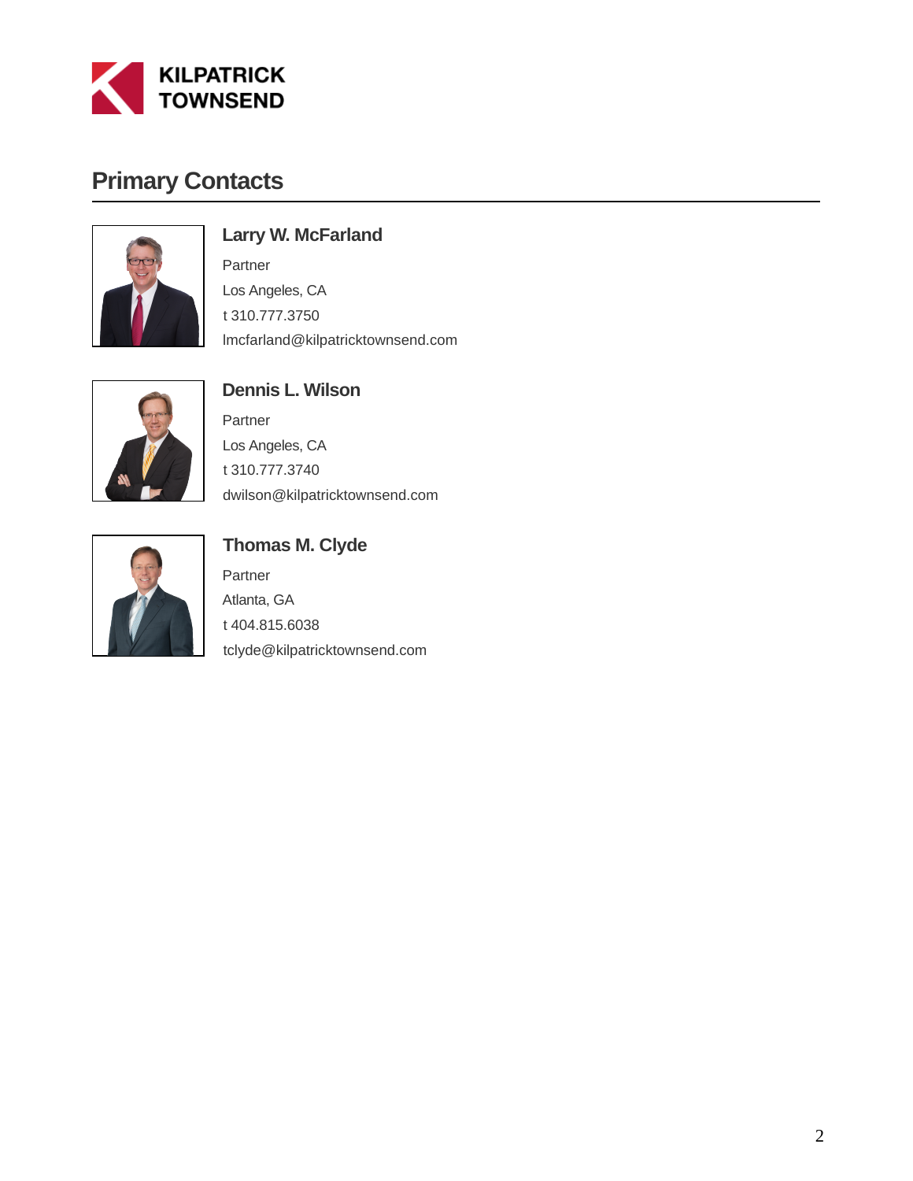KILPATRICK TOWNSEND

## Primary Contacts

### Larry W. McFarland

Partner

Los Angeles, CA

t 310.777.3750

lmcfarland@kilpatricktownsend.com

### Dennis L. Wilson

Partner

Los Angeles, CA

t 310.777.3740

dwilson@kilpatricktownsend.com

### Thomas M. Clyde

Partner

Atlanta, GA

t 404.815.6038

tclyde@kilpatricktownsend.com